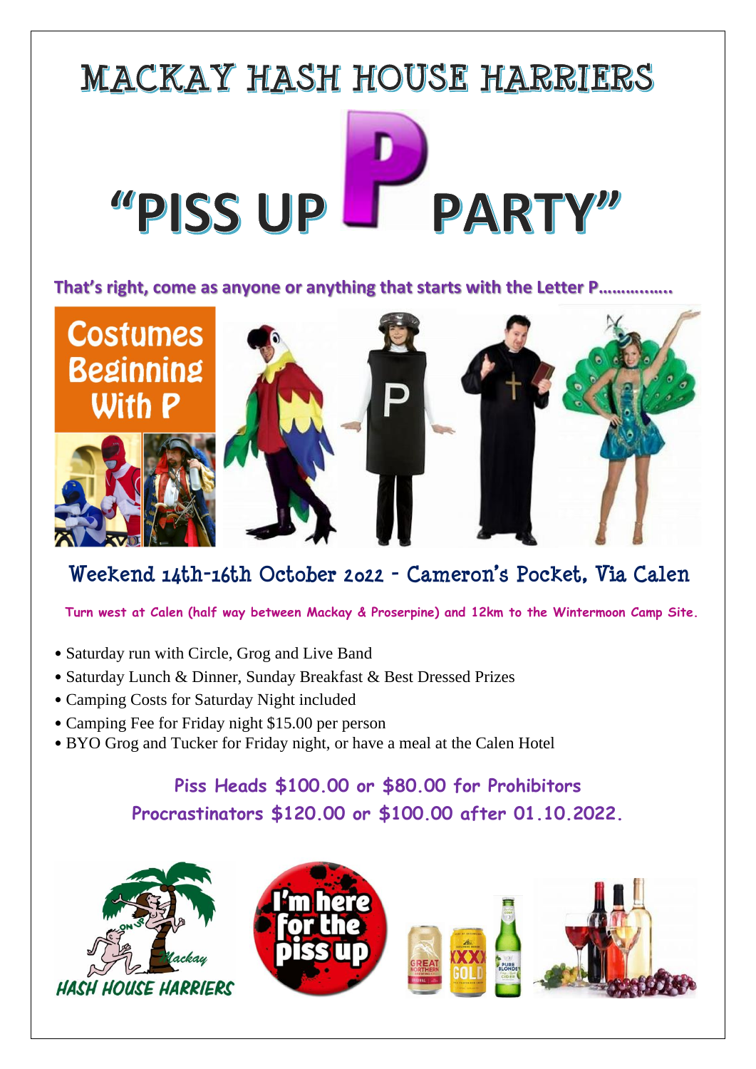# MACKAY HASH HOUSE HARRIERS

# "PISS UP P PARTY"

**That's right, come as anyone or anything that starts with the Letter P……………**

Costumes Beginning With P

## Weekend 14th-16th October 2022 - Cameron's Pocket, Via Calen

**Turn west at Calen (half way between Mackay & Proserpine) and 12km to the Wintermoon Camp Site.**

- Saturday run with Circle, Grog and Live Band
- Saturday Lunch & Dinner, Sunday Breakfast & Best Dressed Prizes
- Camping Costs for Saturday Night included
- Camping Fee for Friday night $15.00 per person
- BYO Grog and Tucker for Friday night, or have a meal at the Calen Hotel

**Piss Heads $100.00 or $80.00 for Prohibitors**

**Procrastinators $120.00 or $100.00 after 01.10.2022.**

Mackay HASH HOUSE HARRIERS

I'm here for the piss up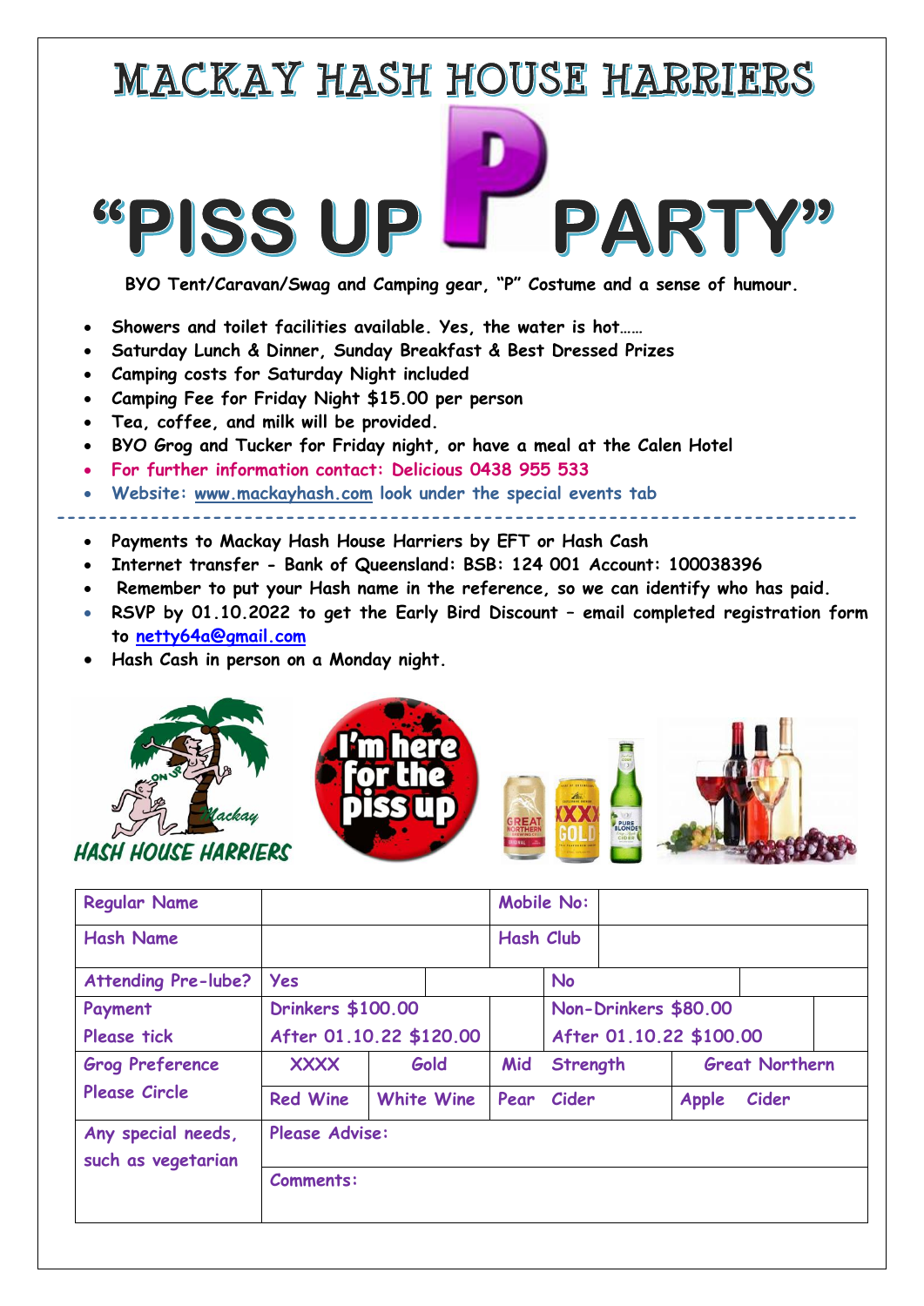# MACKAY HASH HOUSE HARRIERS

# "PISS UP P PARTY"

**BYO Tent/Caravan/Swag and Camping gear, "P" Costume and a sense of humour.**

- **Showers and toilet facilities available. Yes, the water is hot……**
- **Saturday Lunch & Dinner, Sunday Breakfast & Best Dressed Prizes**
- **Camping costs for Saturday Night included**
- **Camping Fee for Friday Night $15.00 per person**
- **Tea, coffee, and milk will be provided.**
- **BYO Grog and Tucker for Friday night, or have a meal at the Calen Hotel**
- **For further information contact: Delicious 0438 955 533**
- **Website: www.mackayhash.com look under the special events tab**

---

- **Payments to Mackay Hash House Harriers by EFT or Hash Cash**
- **Internet transfer - Bank of Queensland: BSB: 124 001 Account: 100038396**
- **Remember to put your Hash name in the reference, so we can identify who has paid.**
- **RSVP by 01.10.2022 to get the Early Bird Discount – email completed registration form to netty64a@gmail.com**
- **Hash Cash in person on a Monday night.**

| | | | | |
|---|---|---|---|---|
| Regular Name | | | Mobile No: | |
| Hash Name | | | Hash Club | |
| Attending Pre-lube? | Yes | | No | |
| Payment Please tick | Drinkers $100.00 After 01.10.22 $120.00 | | Non-Drinkers $80.00 After 01.10.22 $100.00 | |
| Grog Preference Please Circle | XXXX | Gold | Mid Strength | Great Northern |
| | Red Wine | White Wine | Pear Cider | Apple Cider |
| Any special needs, such as vegetarian | Please Advise: | | | |
| | Comments: | | | |